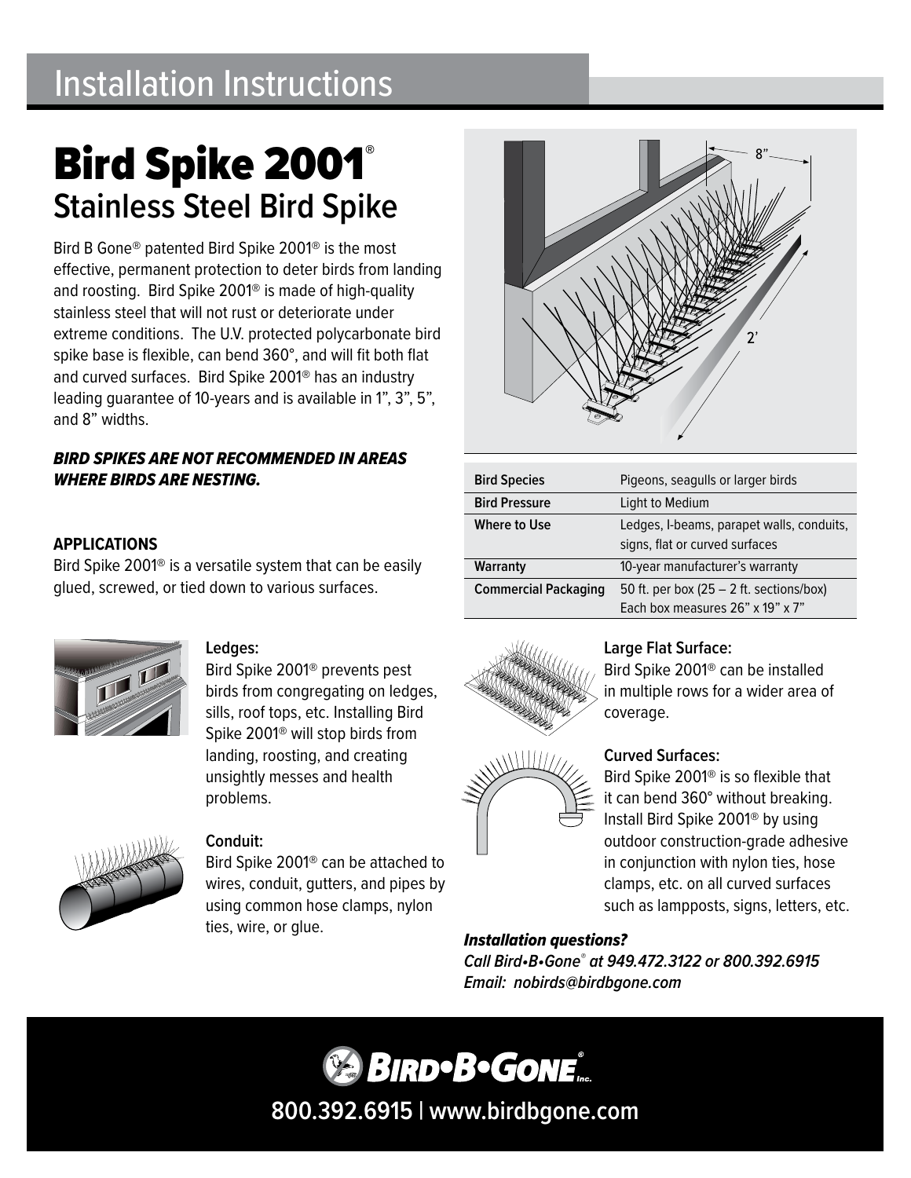# Installation Instructions

# Bird Spike 2001®

## Stainless Steel Bird Spike

Bird B Gone® patented Bird Spike 2001® is the most effective, permanent protection to deter birds from landing and roosting. Bird Spike 2001® is made of high-quality stainless steel that will not rust or deteriorate under extreme conditions. The U.V. protected polycarbonate bird spike base is flexible, can bend 360°, and will fit both flat and curved surfaces. Bird Spike 2001® has an industry leading guarantee of 10-years and is available in 1", 3", 5", and 8" widths.

***BIRD SPIKES ARE NOT RECOMMENDED IN AREAS WHERE BIRDS ARE NESTING.***

| Bird Species | Pigeons, seagulls or larger birds |
|---|---|
| Bird Pressure | Light to Medium |
| Where to Use | Ledges, I-beams, parapet walls, conduits, signs, flat or curved surfaces |
| Warranty | 10-year manufacturer's warranty |
| Commercial Packaging | 50 ft. per box (25 – 2 ft. sections/box) Each box measures 26" x 19" x 7" |

### APPLICATIONS

Bird Spike 2001® is a versatile system that can be easily glued, screwed, or tied down to various surfaces.

**Ledges:**
Bird Spike 2001® prevents pest birds from congregating on ledges, sills, roof tops, etc. Installing Bird Spike 2001® will stop birds from landing, roosting, and creating unsightly messes and health problems.

**Conduit:**
Bird Spike 2001® can be attached to wires, conduit, gutters, and pipes by using common hose clamps, nylon ties, wire, or glue.

**Large Flat Surface:**
Bird Spike 2001® can be installed in multiple rows for a wider area of coverage.

**Curved Surfaces:**
Bird Spike 2001® is so flexible that it can bend 360° without breaking. Install Bird Spike 2001® by using outdoor construction-grade adhesive in conjunction with nylon ties, hose clamps, etc. on all curved surfaces such as lampposts, signs, letters, etc.

***Installation questions?***
*Call Bird•B•Gone® at 949.472.3122 or 800.392.6915*
*Email: nobirds@birdbgone.com*

BIRD•B•GONE® Inc.

800.392.6915 | www.birdbgone.com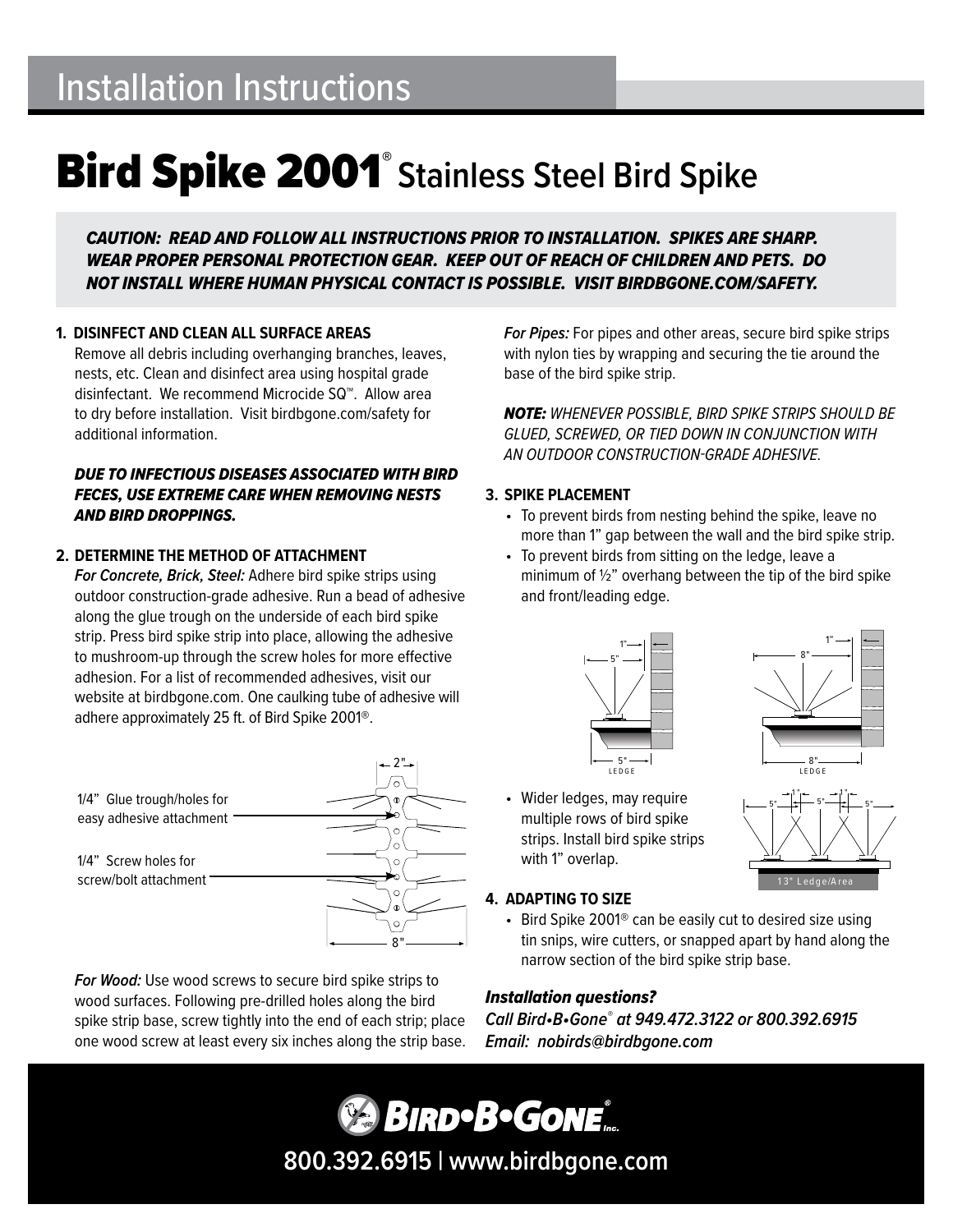# Installation Instructions

# Bird Spike 2001® Stainless Steel Bird Spike

***CAUTION: READ AND FOLLOW ALL INSTRUCTIONS PRIOR TO INSTALLATION. SPIKES ARE SHARP. WEAR PROPER PERSONAL PROTECTION GEAR. KEEP OUT OF REACH OF CHILDREN AND PETS. DO NOT INSTALL WHERE HUMAN PHYSICAL CONTACT IS POSSIBLE. VISIT BIRDBGONE.COM/SAFETY.***

**1. DISINFECT AND CLEAN ALL SURFACE AREAS**

Remove all debris including overhanging branches, leaves, nests, etc. Clean and disinfect area using hospital grade disinfectant. We recommend Microcide SQ™. Allow area to dry before installation. Visit birdbgone.com/safety for additional information.

***DUE TO INFECTIOUS DISEASES ASSOCIATED WITH BIRD FECES, USE EXTREME CARE WHEN REMOVING NESTS AND BIRD DROPPINGS.***

**2. DETERMINE THE METHOD OF ATTACHMENT**

***For Concrete, Brick, Steel:*** Adhere bird spike strips using outdoor construction-grade adhesive. Run a bead of adhesive along the glue trough on the underside of each bird spike strip. Press bird spike strip into place, allowing the adhesive to mushroom-up through the screw holes for more effective adhesion. For a list of recommended adhesives, visit our website at birdbgone.com. One caulking tube of adhesive will adhere approximately 25 ft. of Bird Spike 2001®.

1/4" Glue trough/holes for easy adhesive attachment

1/4" Screw holes for screw/bolt attachment

2"

8"

***For Wood:*** Use wood screws to secure bird spike strips to wood surfaces. Following pre-drilled holes along the bird spike strip base, screw tightly into the end of each strip; place one wood screw at least every six inches along the strip base.

***For Pipes:*** For pipes and other areas, secure bird spike strips with nylon ties by wrapping and securing the tie around the base of the bird spike strip.

***NOTE:*** *WHENEVER POSSIBLE, BIRD SPIKE STRIPS SHOULD BE GLUED, SCREWED, OR TIED DOWN IN CONJUNCTION WITH AN OUTDOOR CONSTRUCTION-GRADE ADHESIVE.*

**3. SPIKE PLACEMENT**

- To prevent birds from nesting behind the spike, leave no more than 1" gap between the wall and the bird spike strip.
- To prevent birds from sitting on the ledge, leave a minimum of ½" overhang between the tip of the bird spike and front/leading edge.

1"
5"
5"
LEDGE

1"
8"
8"
LEDGE

- Wider ledges, may require multiple rows of bird spike strips. Install bird spike strips with 1" overlap.

5" 1" 5" 1" 5"
13" Ledge/Area

**4. ADAPTING TO SIZE**

- Bird Spike 2001® can be easily cut to desired size using tin snips, wire cutters, or snapped apart by hand along the narrow section of the bird spike strip base.

***Installation questions?***
***Call Bird•B•Gone® at 949.472.3122 or 800.392.6915***
***Email: nobirds@birdbgone.com***

BIRD•B•GONE® Inc.

800.392.6915 | www.birdbgone.com